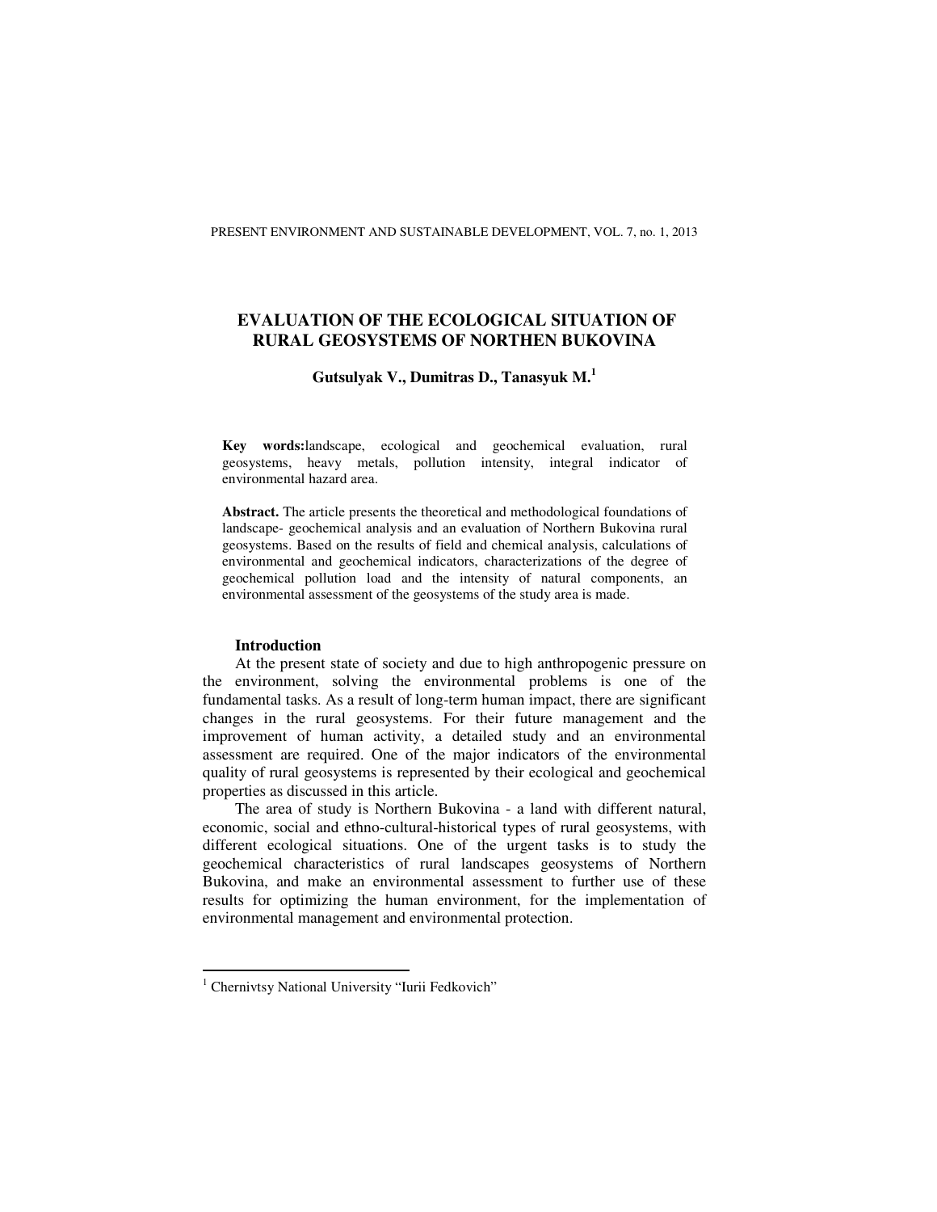# EVALUATION OF THE ECOLOGICAL SITUATION OF RURAL GEOSYSTEMS OF NORTHEN BUKOVINA

**Gutsulyak V., Dumitras D., Tanasyuk M.[1]**

**Key words:**landscape, ecological and geochemical evaluation, rural geosystems, heavy metals, pollution intensity, integral indicator of environmental hazard area.

**Abstract.** The article presents the theoretical and methodological foundations of landscape- geochemical analysis and an evaluation of Northern Bukovina rural geosystems. Based on the results of field and chemical analysis, calculations of environmental and geochemical indicators, characterizations of the degree of geochemical pollution load and the intensity of natural components, an environmental assessment of the geosystems of the study area is made.

## Introduction

At the present state of society and due to high anthropogenic pressure on the environment, solving the environmental problems is one of the fundamental tasks. As a result of long-term human impact, there are significant changes in the rural geosystems. For their future management and the improvement of human activity, a detailed study and an environmental assessment are required. One of the major indicators of the environmental quality of rural geosystems is represented by their ecological and geochemical properties as discussed in this article.

The area of study is Northern Bukovina - a land with different natural, economic, social and ethno-cultural-historical types of rural geosystems, with different ecological situations. One of the urgent tasks is to study the geochemical characteristics of rural landscapes geosystems of Northern Bukovina, and make an environmental assessment to further use of these results for optimizing the human environment, for the implementation of environmental management and environmental protection.

[1] Chernivtsy National University "Iurii Fedkovich"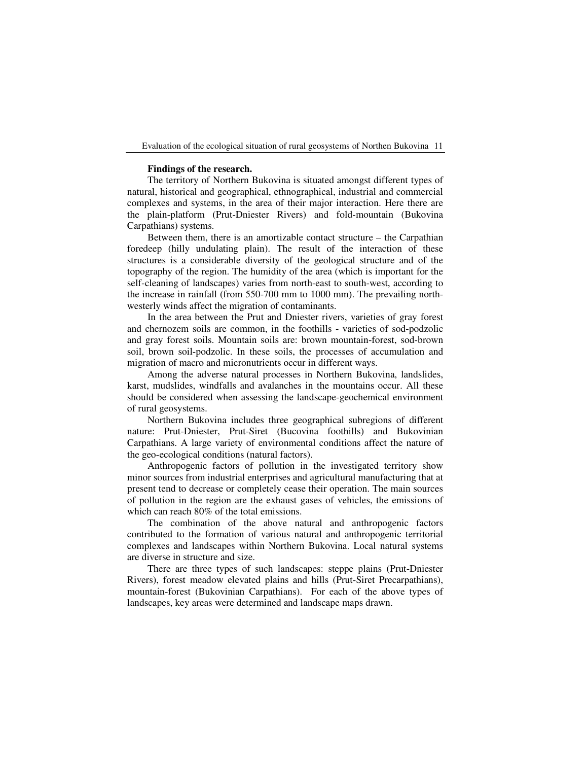**Findings of the research.**

The territory of Northern Bukovina is situated amongst different types of natural, historical and geographical, ethnographical, industrial and commercial complexes and systems, in the area of their major interaction. Here there are the plain-platform (Prut-Dniester Rivers) and fold-mountain (Bukovina Carpathians) systems.

Between them, there is an amortizable contact structure – the Carpathian foredeep (hilly undulating plain). The result of the interaction of these structures is a considerable diversity of the geological structure and of the topography of the region. The humidity of the area (which is important for the self-cleaning of landscapes) varies from north-east to south-west, according to the increase in rainfall (from 550-700 mm to 1000 mm). The prevailing north-westerly winds affect the migration of contaminants.

In the area between the Prut and Dniester rivers, varieties of gray forest and chernozem soils are common, in the foothills - varieties of sod-podzolic and gray forest soils. Mountain soils are: brown mountain-forest, sod-brown soil, brown soil-podzolic. In these soils, the processes of accumulation and migration of macro and micronutrients occur in different ways.

Among the adverse natural processes in Northern Bukovina, landslides, karst, mudslides, windfalls and avalanches in the mountains occur. All these should be considered when assessing the landscape-geochemical environment of rural geosystems.

Northern Bukovina includes three geographical subregions of different nature: Prut-Dniester, Prut-Siret (Bucovina foothills) and Bukovinian Carpathians. A large variety of environmental conditions affect the nature of the geo-ecological conditions (natural factors).

Anthropogenic factors of pollution in the investigated territory show minor sources from industrial enterprises and agricultural manufacturing that at present tend to decrease or completely cease their operation. The main sources of pollution in the region are the exhaust gases of vehicles, the emissions of which can reach 80% of the total emissions.

The combination of the above natural and anthropogenic factors contributed to the formation of various natural and anthropogenic territorial complexes and landscapes within Northern Bukovina. Local natural systems are diverse in structure and size.

There are three types of such landscapes: steppe plains (Prut-Dniester Rivers), forest meadow elevated plains and hills (Prut-Siret Precarpathians), mountain-forest (Bukovinian Carpathians). For each of the above types of landscapes, key areas were determined and landscape maps drawn.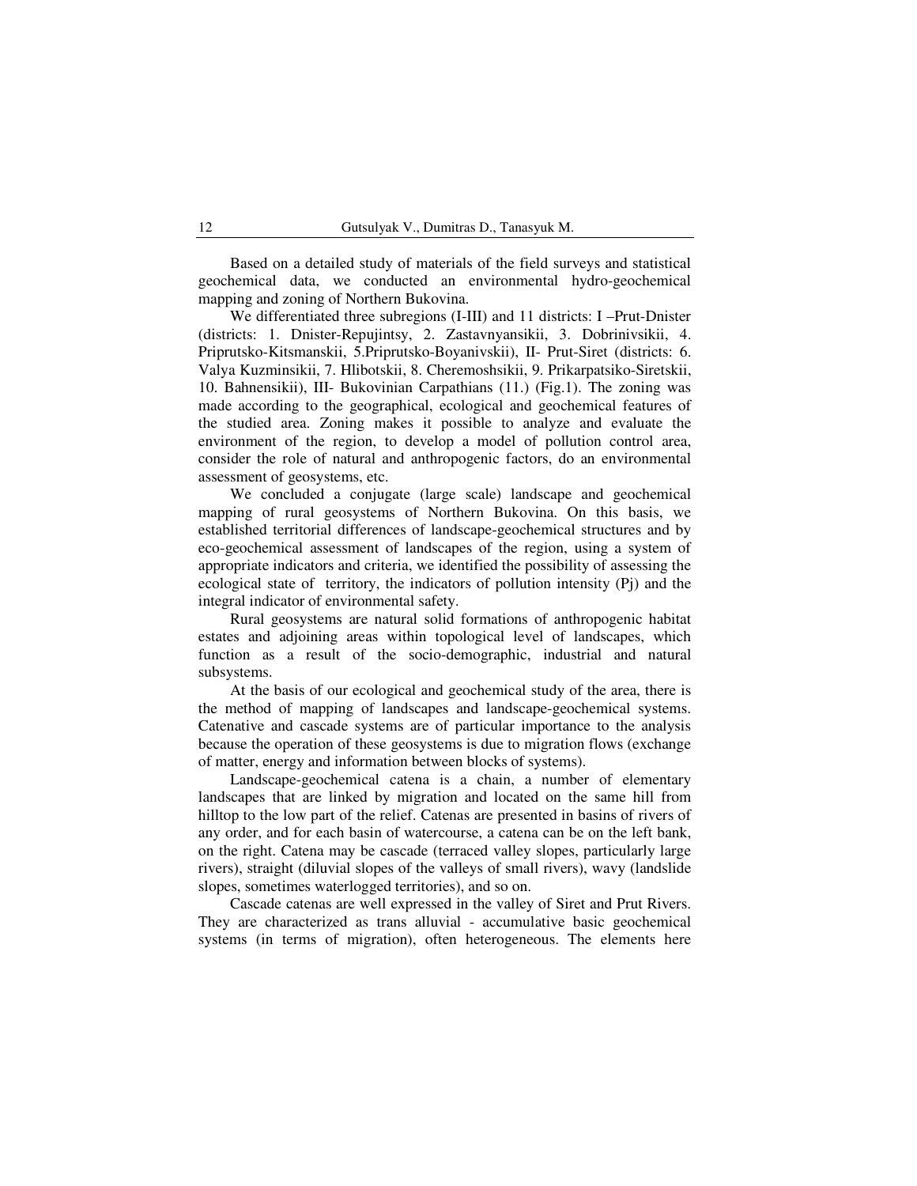Based on a detailed study of materials of the field surveys and statistical geochemical data, we conducted an environmental hydro-geochemical mapping and zoning of Northern Bukovina.

We differentiated three subregions (I-III) and 11 districts: I –Prut-Dnister (districts: 1. Dnister-Repujintsy, 2. Zastavnyansikii, 3. Dobrinivsikii, 4. Priprutsko-Kitsmanskii, 5.Priprutsko-Boyanivskii), II- Prut-Siret (districts: 6. Valya Kuzminsikii, 7. Hlibotskii, 8. Cheremoshsikii, 9. Prikarpatsiko-Siretskii, 10. Bahnensikii), III- Bukovinian Carpathians (11.) (Fig.1). The zoning was made according to the geographical, ecological and geochemical features of the studied area. Zoning makes it possible to analyze and evaluate the environment of the region, to develop a model of pollution control area, consider the role of natural and anthropogenic factors, do an environmental assessment of geosystems, etc.

We concluded a conjugate (large scale) landscape and geochemical mapping of rural geosystems of Northern Bukovina. On this basis, we established territorial differences of landscape-geochemical structures and by eco-geochemical assessment of landscapes of the region, using a system of appropriate indicators and criteria, we identified the possibility of assessing the ecological state of territory, the indicators of pollution intensity (Pj) and the integral indicator of environmental safety.

Rural geosystems are natural solid formations of anthropogenic habitat estates and adjoining areas within topological level of landscapes, which function as a result of the socio-demographic, industrial and natural subsystems.

At the basis of our ecological and geochemical study of the area, there is the method of mapping of landscapes and landscape-geochemical systems. Catenative and cascade systems are of particular importance to the analysis because the operation of these geosystems is due to migration flows (exchange of matter, energy and information between blocks of systems).

Landscape-geochemical catena is a chain, a number of elementary landscapes that are linked by migration and located on the same hill from hilltop to the low part of the relief. Catenas are presented in basins of rivers of any order, and for each basin of watercourse, a catena can be on the left bank, on the right. Catena may be cascade (terraced valley slopes, particularly large rivers), straight (diluvial slopes of the valleys of small rivers), wavy (landslide slopes, sometimes waterlogged territories), and so on.

Cascade catenas are well expressed in the valley of Siret and Prut Rivers. They are characterized as trans alluvial - accumulative basic geochemical systems (in terms of migration), often heterogeneous. The elements here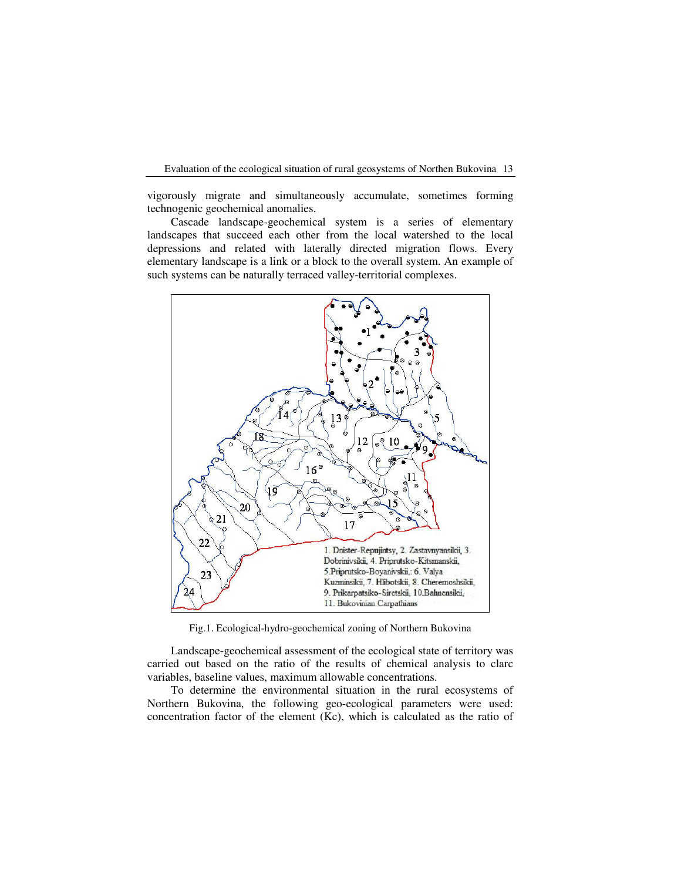vigorously migrate and simultaneously accumulate, sometimes forming technogenic geochemical anomalies.

Cascade landscape-geochemical system is a series of elementary landscapes that succeed each other from the local watershed to the local depressions and related with laterally directed migration flows. Every elementary landscape is a link or a block to the overall system. An example of such systems can be naturally terraced valley-territorial complexes.

1. Dnister-Repujintsy, 2. Zastavnyansikii, 3. Dobrinivsikii, 4. Priprutsko-Kitsmanskii, 5.Priprutsko-Boyanivskii,: 6. Valya Kuzminsikii, 7. Hlibotskii, 8. Cheremoshsikii, 9. Prikarpatsiko-Siretskii, 10.Bahnensikii, 11. Bukovinian Carpathians

Fig.1. Ecological-hydro-geochemical zoning of Northern Bukovina

Landscape-geochemical assessment of the ecological state of territory was carried out based on the ratio of the results of chemical analysis to clarc variables, baseline values, maximum allowable concentrations.

To determine the environmental situation in the rural ecosystems of Northern Bukovina, the following geo-ecological parameters were used: concentration factor of the element (Kc), which is calculated as the ratio of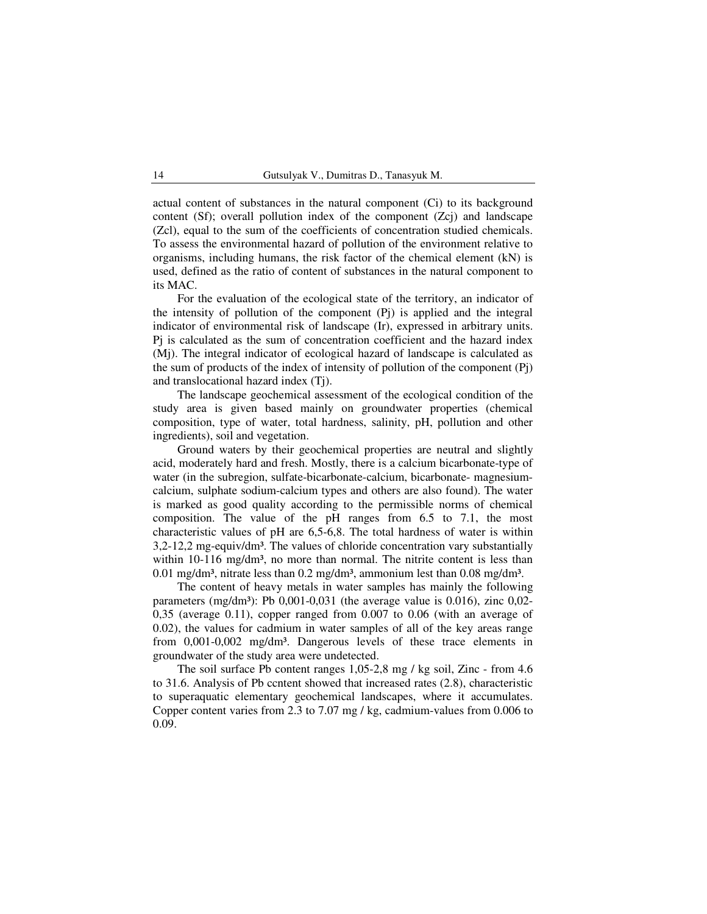actual content of substances in the natural component ($C_i$) to its background content ($S_f$); overall pollution index of the component ($Z_{cj}$) and landscape ($Z_{cl}$), equal to the sum of the coefficients of concentration studied chemicals. To assess the environmental hazard of pollution of the environment relative to organisms, including humans, the risk factor of the chemical element (kN) is used, defined as the ratio of content of substances in the natural component to its MAC.

For the evaluation of the ecological state of the territory, an indicator of the intensity of pollution of the component ($P_j$) is applied and the integral indicator of environmental risk of landscape ($I_r$), expressed in arbitrary units. $P_j$ is calculated as the sum of concentration coefficient and the hazard index ($M_j$). The integral indicator of ecological hazard of landscape is calculated as the sum of products of the index of intensity of pollution of the component ($P_j$) and translocational hazard index ($T_j$).

The landscape geochemical assessment of the ecological condition of the study area is given based mainly on groundwater properties (chemical composition, type of water, total hardness, salinity, pH, pollution and other ingredients), soil and vegetation.

Ground waters by their geochemical properties are neutral and slightly acid, moderately hard and fresh. Mostly, there is a calcium bicarbonate-type of water (in the subregion, sulfate-bicarbonate-calcium, bicarbonate- magnesium-calcium, sulphate sodium-calcium types and others are also found). The water is marked as good quality according to the permissible norms of chemical composition. The value of the pH ranges from 6.5 to 7.1, the most characteristic values of pH are 6,5-6,8. The total hardness of water is within 3,2-12,2 mg-equiv/dm³. The values of chloride concentration vary substantially within 10-116 mg/dm³, no more than normal. The nitrite content is less than 0.01 mg/dm³, nitrate less than 0.2 mg/dm³, ammonium lest than 0.08 mg/dm³.

The content of heavy metals in water samples has mainly the following parameters (mg/dm³): Pb 0,001-0,031 (the average value is 0.016), zinc 0,02-0,35 (average 0.11), copper ranged from 0.007 to 0.06 (with an average of 0.02), the values for cadmium in water samples of all of the key areas range from 0,001-0,002 mg/dm³. Dangerous levels of these trace elements in groundwater of the study area were undetected.

The soil surface Pb content ranges 1,05-2,8 mg / kg soil, Zinc - from 4.6 to 31.6. Analysis of Pb ccntent showed that increased rates (2.8), characteristic to superaquatic elementary geochemical landscapes, where it accumulates. Copper content varies from 2.3 to 7.07 mg / kg, cadmium-values from 0.006 to 0.09.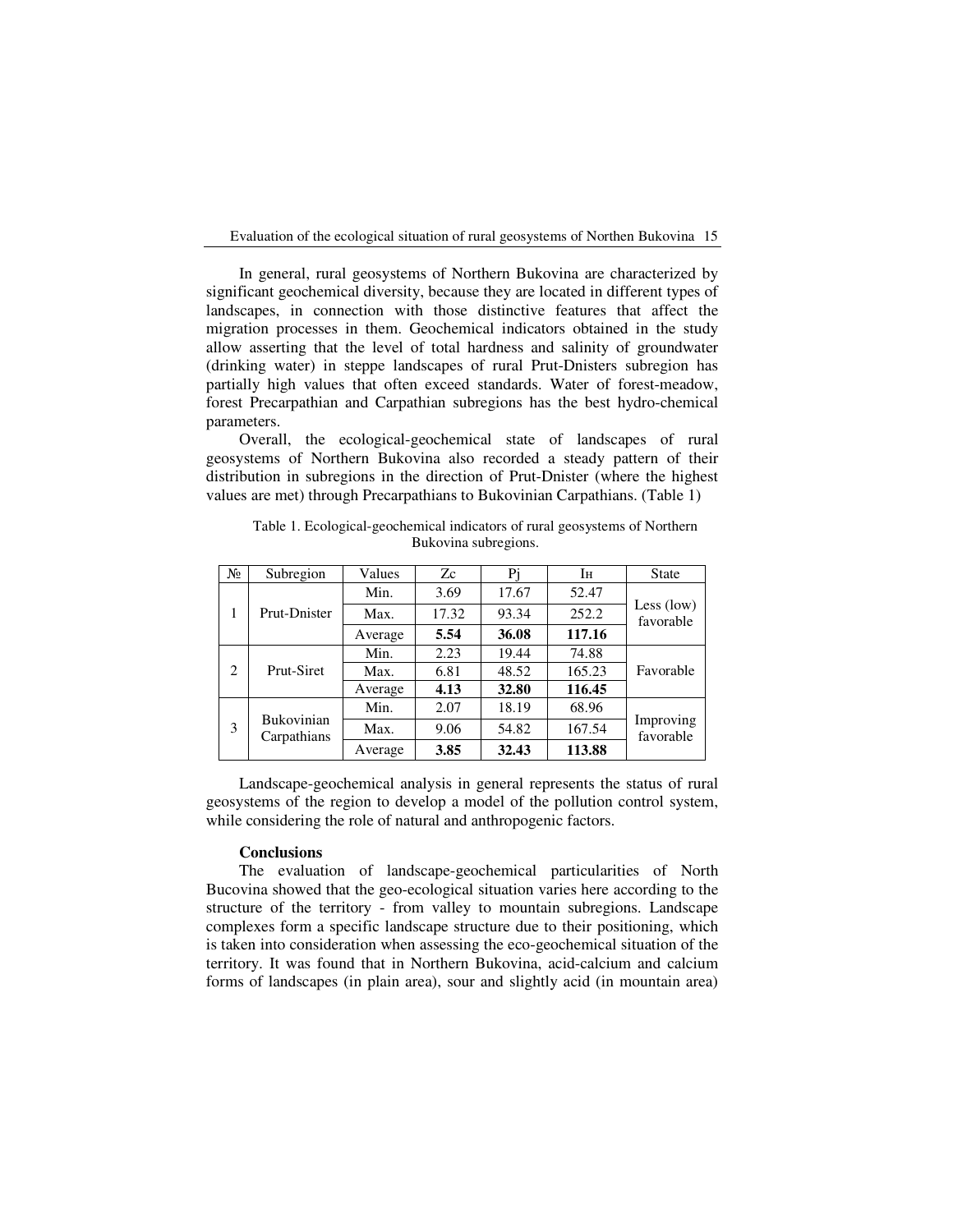In general, rural geosystems of Northern Bukovina are characterized by significant geochemical diversity, because they are located in different types of landscapes, in connection with those distinctive features that affect the migration processes in them. Geochemical indicators obtained in the study allow asserting that the level of total hardness and salinity of groundwater (drinking water) in steppe landscapes of rural Prut-Dnisters subregion has partially high values that often exceed standards. Water of forest-meadow, forest Precarpathian and Carpathian subregions has the best hydro-chemical parameters.

Overall, the ecological-geochemical state of landscapes of rural geosystems of Northern Bukovina also recorded a steady pattern of their distribution in subregions in the direction of Prut-Dnister (where the highest values are met) through Precarpathians to Bukovinian Carpathians. (Table 1)

Table 1. Ecological-geochemical indicators of rural geosystems of Northern Bukovina subregions.

| № | Subregion | Values | Zc | Pj | Iн | State |
|---|---|---|---|---|---|---|
| 1 | Prut-Dnister | Min. | 3.69 | 17.67 | 52.47 | Less (low) favorable |
| | | Max. | 17.32 | 93.34 | 252.2 | |
| | | Average | **5.54** | **36.08** | **117.16** | |
| 2 | Prut-Siret | Min. | 2.23 | 19.44 | 74.88 | Favorable |
| | | Max. | 6.81 | 48.52 | 165.23 | |
| | | Average | **4.13** | **32.80** | **116.45** | |
| 3 | Bukovinian Carpathians | Min. | 2.07 | 18.19 | 68.96 | Improving favorable |
| | | Max. | 9.06 | 54.82 | 167.54 | |
| | | Average | **3.85** | **32.43** | **113.88** | |

Landscape-geochemical analysis in general represents the status of rural geosystems of the region to develop a model of the pollution control system, while considering the role of natural and anthropogenic factors.

**Conclusions**

The evaluation of landscape-geochemical particularities of North Bucovina showed that the geo-ecological situation varies here according to the structure of the territory - from valley to mountain subregions. Landscape complexes form a specific landscape structure due to their positioning, which is taken into consideration when assessing the eco-geochemical situation of the territory. It was found that in Northern Bukovina, acid-calcium and calcium forms of landscapes (in plain area), sour and slightly acid (in mountain area)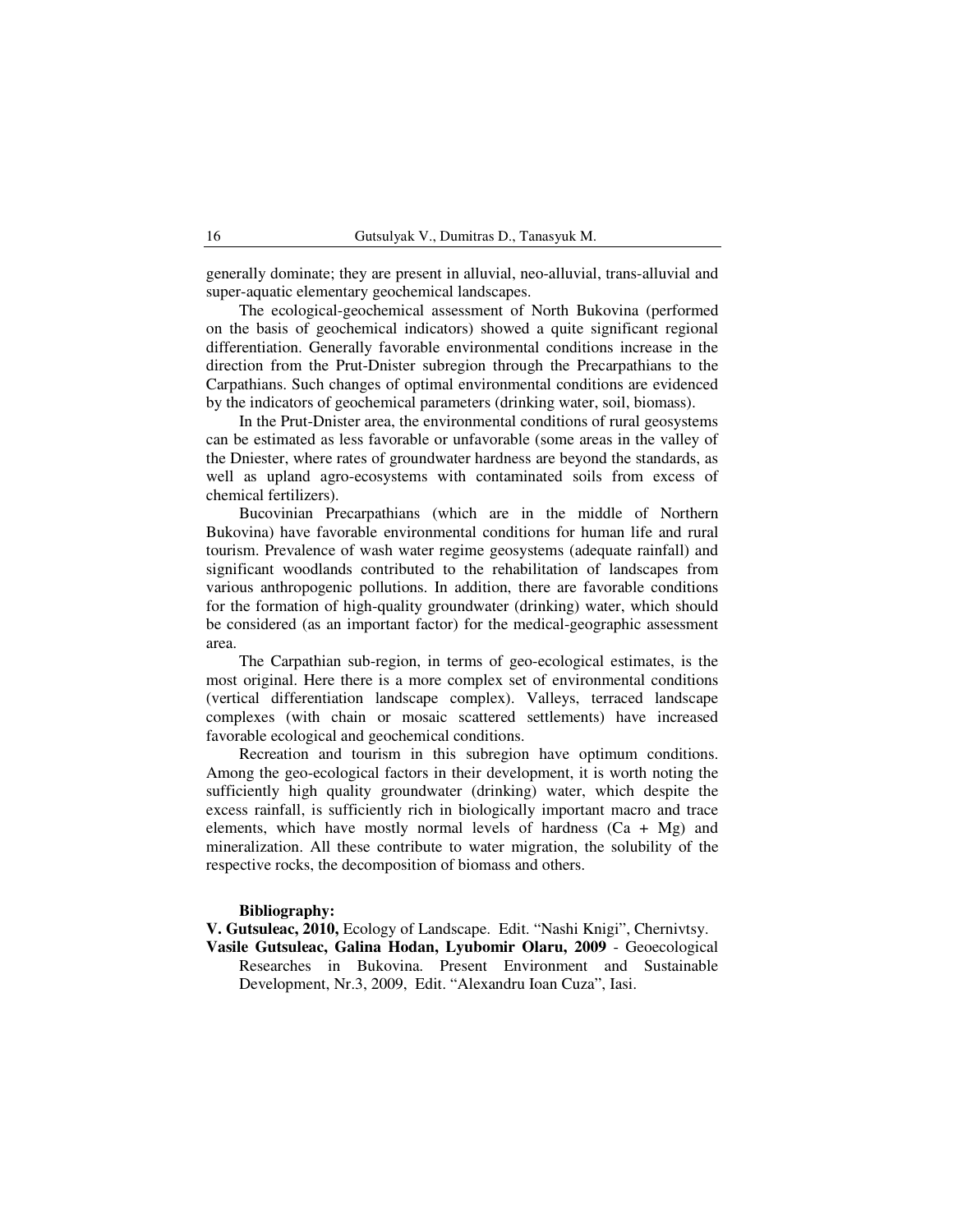generally dominate; they are present in alluvial, neo-alluvial, trans-alluvial and super-aquatic elementary geochemical landscapes.

The ecological-geochemical assessment of North Bukovina (performed on the basis of geochemical indicators) showed a quite significant regional differentiation. Generally favorable environmental conditions increase in the direction from the Prut-Dnister subregion through the Precarpathians to the Carpathians. Such changes of optimal environmental conditions are evidenced by the indicators of geochemical parameters (drinking water, soil, biomass).

In the Prut-Dnister area, the environmental conditions of rural geosystems can be estimated as less favorable or unfavorable (some areas in the valley of the Dniester, where rates of groundwater hardness are beyond the standards, as well as upland agro-ecosystems with contaminated soils from excess of chemical fertilizers).

Bucovinian Precarpathians (which are in the middle of Northern Bukovina) have favorable environmental conditions for human life and rural tourism. Prevalence of wash water regime geosystems (adequate rainfall) and significant woodlands contributed to the rehabilitation of landscapes from various anthropogenic pollutions. In addition, there are favorable conditions for the formation of high-quality groundwater (drinking) water, which should be considered (as an important factor) for the medical-geographic assessment area.

The Carpathian sub-region, in terms of geo-ecological estimates, is the most original. Here there is a more complex set of environmental conditions (vertical differentiation landscape complex). Valleys, terraced landscape complexes (with chain or mosaic scattered settlements) have increased favorable ecological and geochemical conditions.

Recreation and tourism in this subregion have optimum conditions. Among the geo-ecological factors in their development, it is worth noting the sufficiently high quality groundwater (drinking) water, which despite the excess rainfall, is sufficiently rich in biologically important macro and trace elements, which have mostly normal levels of hardness (Ca + Mg) and mineralization. All these contribute to water migration, the solubility of the respective rocks, the decomposition of biomass and others.

**Bibliography:**

**V. Gutsuleac, 2010,** Ecology of Landscape. Edit. "Nashi Knigi", Chernivtsy.

**Vasile Gutsuleac, Galina Hodan, Lyubomir Olaru, 2009** - Geoecological Researches in Bukovina. Present Environment and Sustainable Development, Nr.3, 2009, Edit. "Alexandru Ioan Cuza", Iasi.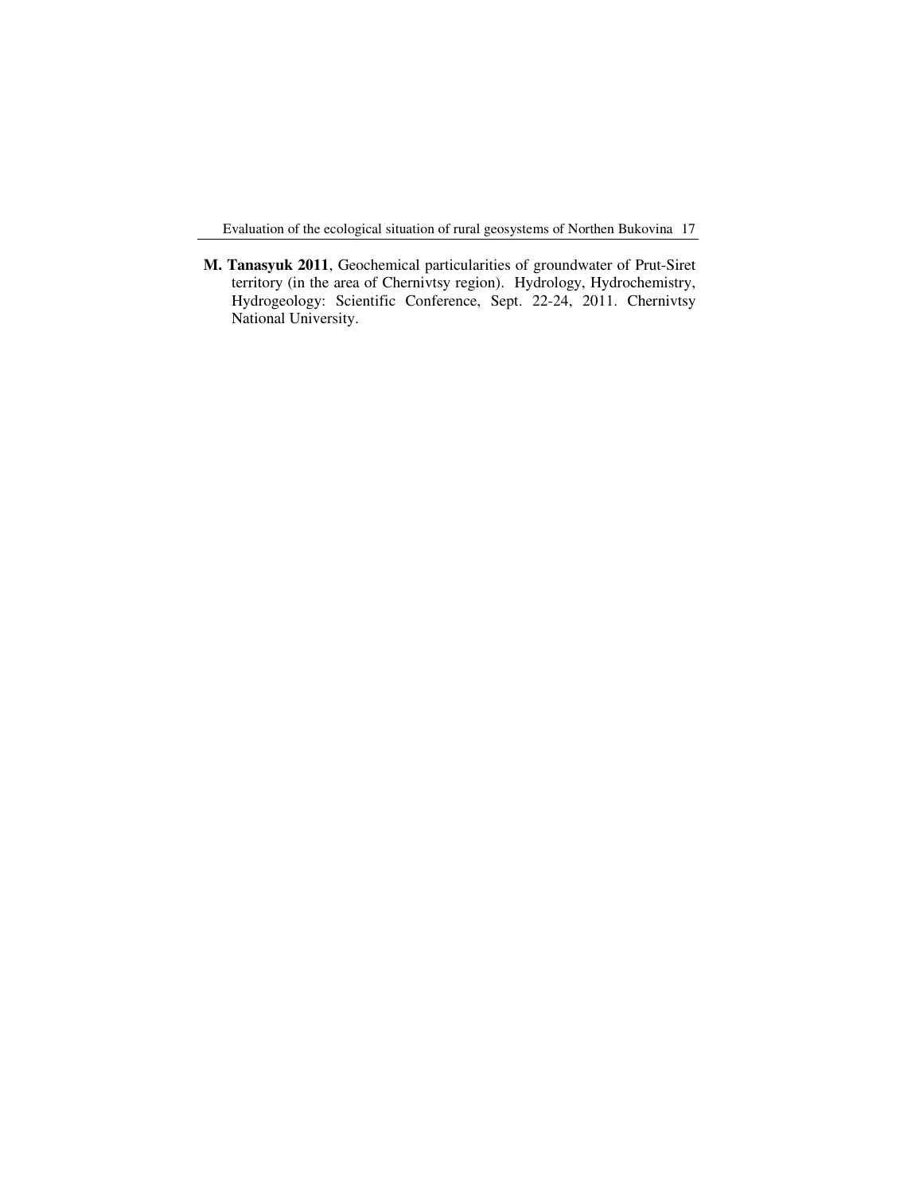**M. Tanasyuk 2011**, Geochemical particularities of groundwater of Prut-Siret territory (in the area of Chernivtsy region). Hydrology, Hydrochemistry, Hydrogeology: Scientific Conference, Sept. 22-24, 2011. Chernivtsy National University.